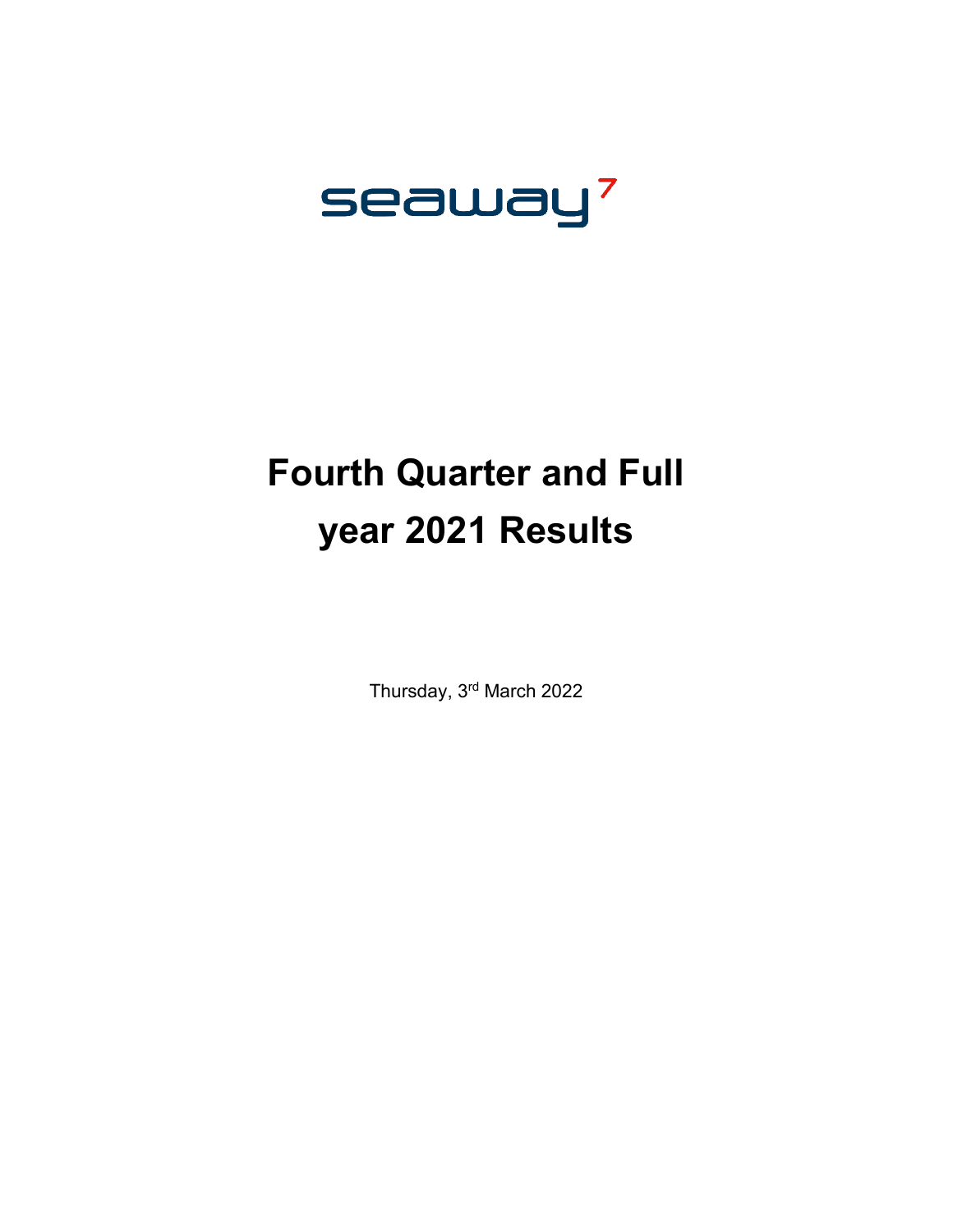seaway7

# Fourth Quarter and Full year 2021 Results

Thursday, 3rd March 2022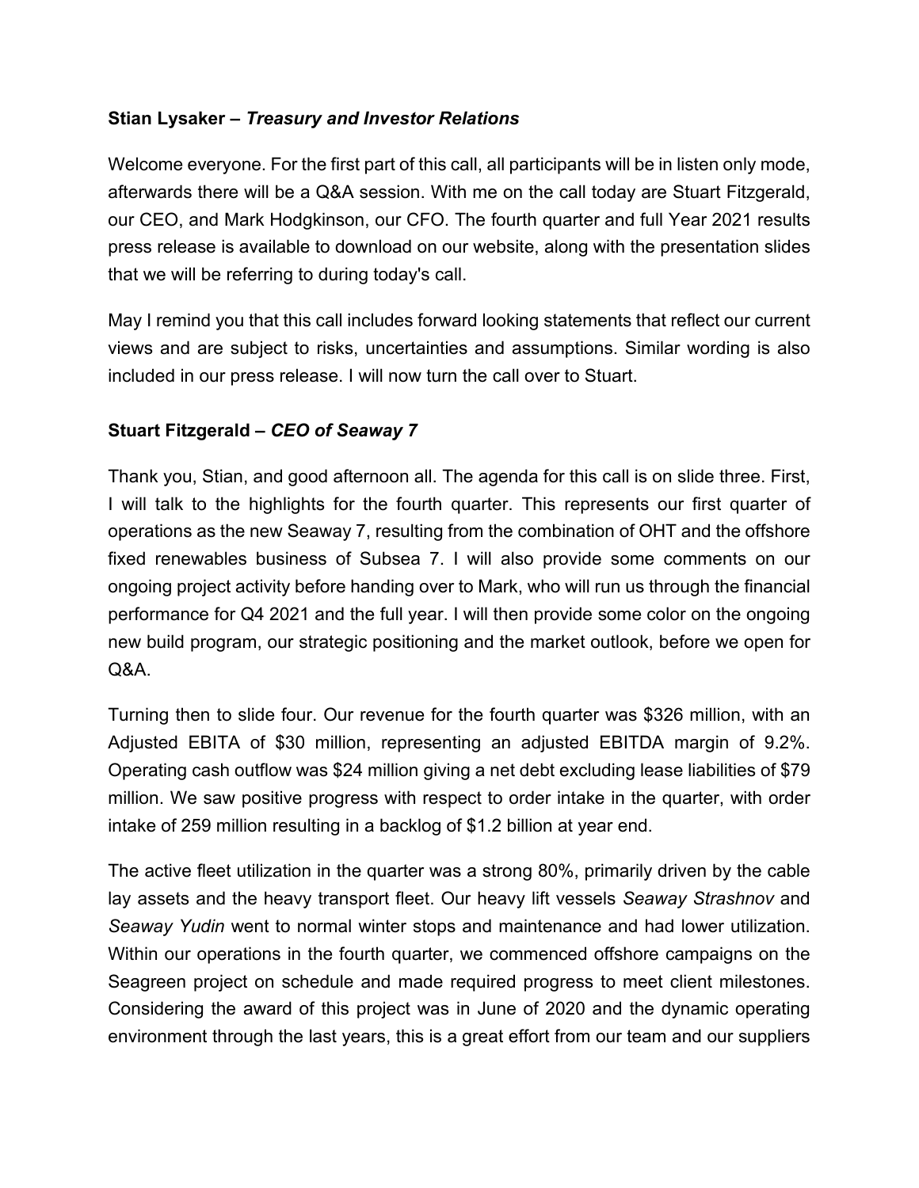**Stian Lysaker –** ***Treasury and Investor Relations***

Welcome everyone. For the first part of this call, all participants will be in listen only mode, afterwards there will be a Q&A session. With me on the call today are Stuart Fitzgerald, our CEO, and Mark Hodgkinson, our CFO. The fourth quarter and full Year 2021 results press release is available to download on our website, along with the presentation slides that we will be referring to during today's call.

May I remind you that this call includes forward looking statements that reflect our current views and are subject to risks, uncertainties and assumptions. Similar wording is also included in our press release. I will now turn the call over to Stuart.

**Stuart Fitzgerald –** ***CEO of Seaway 7***

Thank you, Stian, and good afternoon all. The agenda for this call is on slide three. First, I will talk to the highlights for the fourth quarter. This represents our first quarter of operations as the new Seaway 7, resulting from the combination of OHT and the offshore fixed renewables business of Subsea 7. I will also provide some comments on our ongoing project activity before handing over to Mark, who will run us through the financial performance for Q4 2021 and the full year. I will then provide some color on the ongoing new build program, our strategic positioning and the market outlook, before we open for Q&A.

Turning then to slide four. Our revenue for the fourth quarter was $326 million, with an Adjusted EBITA of $30 million, representing an adjusted EBITDA margin of 9.2%. Operating cash outflow was $24 million giving a net debt excluding lease liabilities of $79 million. We saw positive progress with respect to order intake in the quarter, with order intake of 259 million resulting in a backlog of $1.2 billion at year end.

The active fleet utilization in the quarter was a strong 80%, primarily driven by the cable lay assets and the heavy transport fleet. Our heavy lift vessels *Seaway Strashnov* and *Seaway Yudin* went to normal winter stops and maintenance and had lower utilization. Within our operations in the fourth quarter, we commenced offshore campaigns on the Seagreen project on schedule and made required progress to meet client milestones. Considering the award of this project was in June of 2020 and the dynamic operating environment through the last years, this is a great effort from our team and our suppliers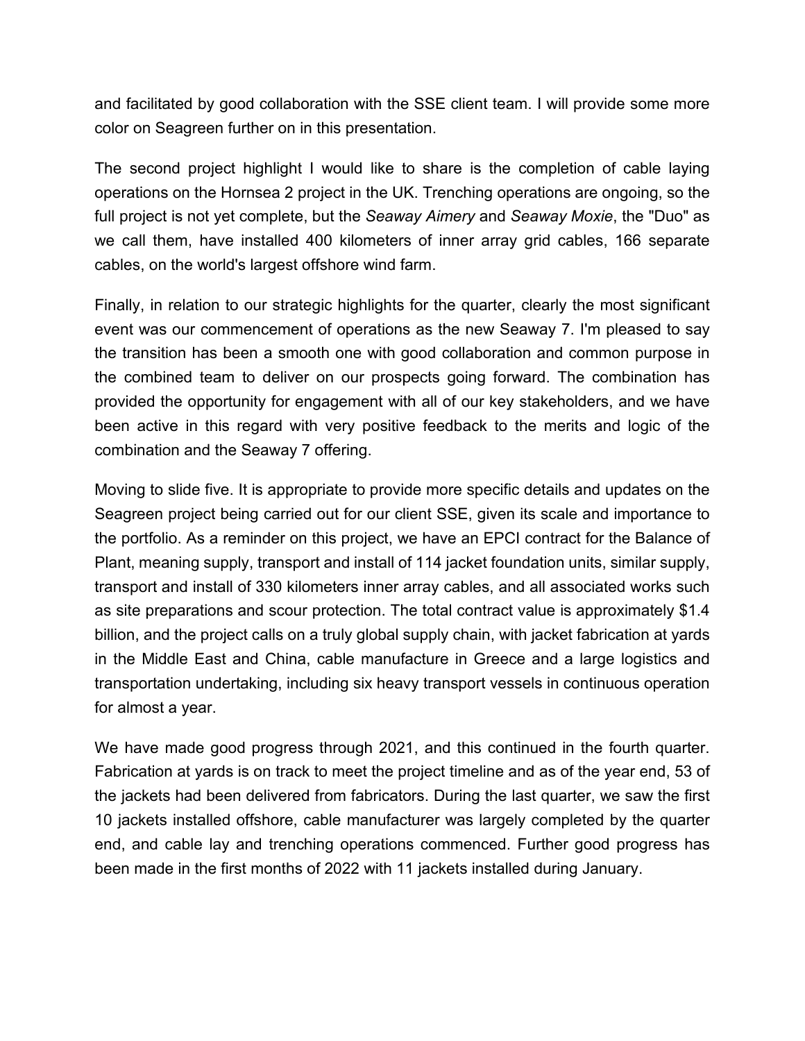and facilitated by good collaboration with the SSE client team. I will provide some more color on Seagreen further on in this presentation.

The second project highlight I would like to share is the completion of cable laying operations on the Hornsea 2 project in the UK. Trenching operations are ongoing, so the full project is not yet complete, but the *Seaway Aimery* and *Seaway Moxie*, the "Duo" as we call them, have installed 400 kilometers of inner array grid cables, 166 separate cables, on the world's largest offshore wind farm.

Finally, in relation to our strategic highlights for the quarter, clearly the most significant event was our commencement of operations as the new Seaway 7. I'm pleased to say the transition has been a smooth one with good collaboration and common purpose in the combined team to deliver on our prospects going forward. The combination has provided the opportunity for engagement with all of our key stakeholders, and we have been active in this regard with very positive feedback to the merits and logic of the combination and the Seaway 7 offering.

Moving to slide five. It is appropriate to provide more specific details and updates on the Seagreen project being carried out for our client SSE, given its scale and importance to the portfolio. As a reminder on this project, we have an EPCI contract for the Balance of Plant, meaning supply, transport and install of 114 jacket foundation units, similar supply, transport and install of 330 kilometers inner array cables, and all associated works such as site preparations and scour protection. The total contract value is approximately $1.4 billion, and the project calls on a truly global supply chain, with jacket fabrication at yards in the Middle East and China, cable manufacture in Greece and a large logistics and transportation undertaking, including six heavy transport vessels in continuous operation for almost a year.

We have made good progress through 2021, and this continued in the fourth quarter. Fabrication at yards is on track to meet the project timeline and as of the year end, 53 of the jackets had been delivered from fabricators. During the last quarter, we saw the first 10 jackets installed offshore, cable manufacturer was largely completed by the quarter end, and cable lay and trenching operations commenced. Further good progress has been made in the first months of 2022 with 11 jackets installed during January.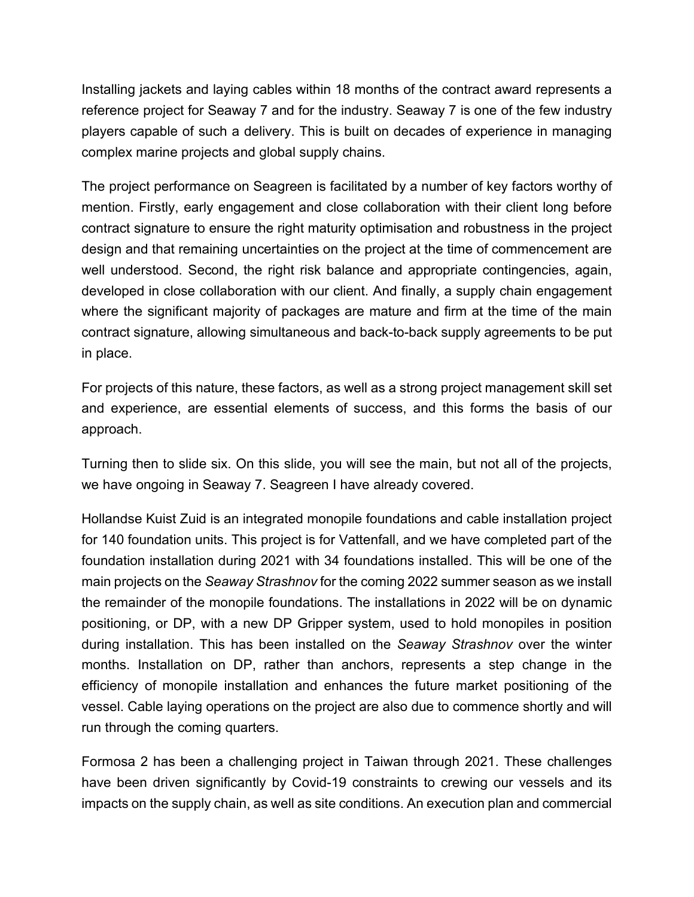Installing jackets and laying cables within 18 months of the contract award represents a reference project for Seaway 7 and for the industry. Seaway 7 is one of the few industry players capable of such a delivery. This is built on decades of experience in managing complex marine projects and global supply chains.

The project performance on Seagreen is facilitated by a number of key factors worthy of mention. Firstly, early engagement and close collaboration with their client long before contract signature to ensure the right maturity optimisation and robustness in the project design and that remaining uncertainties on the project at the time of commencement are well understood. Second, the right risk balance and appropriate contingencies, again, developed in close collaboration with our client. And finally, a supply chain engagement where the significant majority of packages are mature and firm at the time of the main contract signature, allowing simultaneous and back-to-back supply agreements to be put in place.

For projects of this nature, these factors, as well as a strong project management skill set and experience, are essential elements of success, and this forms the basis of our approach.

Turning then to slide six. On this slide, you will see the main, but not all of the projects, we have ongoing in Seaway 7. Seagreen I have already covered.

Hollandse Kuist Zuid is an integrated monopile foundations and cable installation project for 140 foundation units. This project is for Vattenfall, and we have completed part of the foundation installation during 2021 with 34 foundations installed. This will be one of the main projects on the *Seaway Strashnov* for the coming 2022 summer season as we install the remainder of the monopile foundations. The installations in 2022 will be on dynamic positioning, or DP, with a new DP Gripper system, used to hold monopiles in position during installation. This has been installed on the *Seaway Strashnov* over the winter months. Installation on DP, rather than anchors, represents a step change in the efficiency of monopile installation and enhances the future market positioning of the vessel. Cable laying operations on the project are also due to commence shortly and will run through the coming quarters.

Formosa 2 has been a challenging project in Taiwan through 2021. These challenges have been driven significantly by Covid-19 constraints to crewing our vessels and its impacts on the supply chain, as well as site conditions. An execution plan and commercial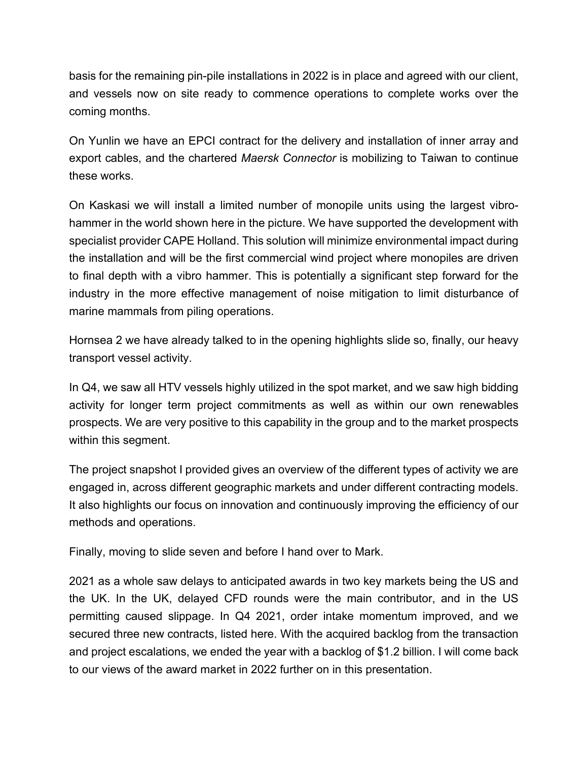basis for the remaining pin-pile installations in 2022 is in place and agreed with our client, and vessels now on site ready to commence operations to complete works over the coming months.

On Yunlin we have an EPCI contract for the delivery and installation of inner array and export cables, and the chartered *Maersk Connector* is mobilizing to Taiwan to continue these works.

On Kaskasi we will install a limited number of monopile units using the largest vibro-hammer in the world shown here in the picture. We have supported the development with specialist provider CAPE Holland. This solution will minimize environmental impact during the installation and will be the first commercial wind project where monopiles are driven to final depth with a vibro hammer. This is potentially a significant step forward for the industry in the more effective management of noise mitigation to limit disturbance of marine mammals from piling operations.

Hornsea 2 we have already talked to in the opening highlights slide so, finally, our heavy transport vessel activity.

In Q4, we saw all HTV vessels highly utilized in the spot market, and we saw high bidding activity for longer term project commitments as well as within our own renewables prospects. We are very positive to this capability in the group and to the market prospects within this segment.

The project snapshot I provided gives an overview of the different types of activity we are engaged in, across different geographic markets and under different contracting models. It also highlights our focus on innovation and continuously improving the efficiency of our methods and operations.

Finally, moving to slide seven and before I hand over to Mark.

2021 as a whole saw delays to anticipated awards in two key markets being the US and the UK. In the UK, delayed CFD rounds were the main contributor, and in the US permitting caused slippage. In Q4 2021, order intake momentum improved, and we secured three new contracts, listed here. With the acquired backlog from the transaction and project escalations, we ended the year with a backlog of $1.2 billion. I will come back to our views of the award market in 2022 further on in this presentation.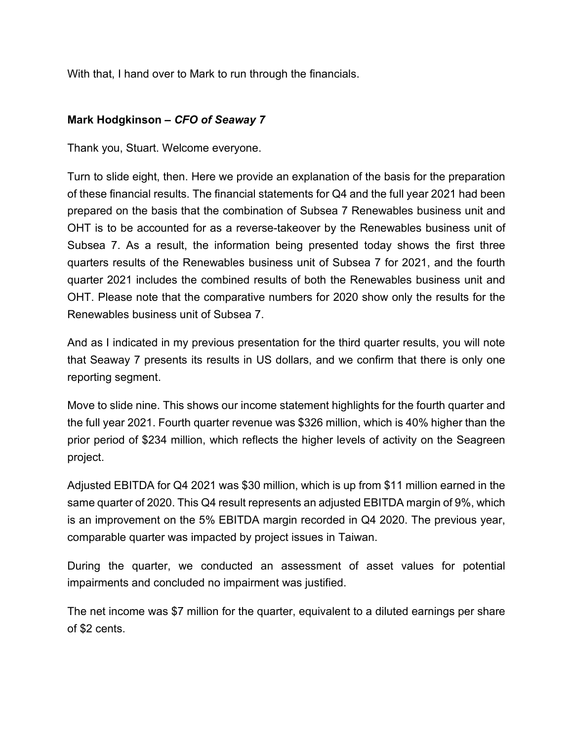With that, I hand over to Mark to run through the financials.

**Mark Hodgkinson –** ***CFO of Seaway 7***

Thank you, Stuart. Welcome everyone.

Turn to slide eight, then. Here we provide an explanation of the basis for the preparation of these financial results. The financial statements for Q4 and the full year 2021 had been prepared on the basis that the combination of Subsea 7 Renewables business unit and OHT is to be accounted for as a reverse-takeover by the Renewables business unit of Subsea 7. As a result, the information being presented today shows the first three quarters results of the Renewables business unit of Subsea 7 for 2021, and the fourth quarter 2021 includes the combined results of both the Renewables business unit and OHT. Please note that the comparative numbers for 2020 show only the results for the Renewables business unit of Subsea 7.

And as I indicated in my previous presentation for the third quarter results, you will note that Seaway 7 presents its results in US dollars, and we confirm that there is only one reporting segment.

Move to slide nine. This shows our income statement highlights for the fourth quarter and the full year 2021. Fourth quarter revenue was $326 million, which is 40% higher than the prior period of $234 million, which reflects the higher levels of activity on the Seagreen project.

Adjusted EBITDA for Q4 2021 was $30 million, which is up from $11 million earned in the same quarter of 2020. This Q4 result represents an adjusted EBITDA margin of 9%, which is an improvement on the 5% EBITDA margin recorded in Q4 2020. The previous year, comparable quarter was impacted by project issues in Taiwan.

During the quarter, we conducted an assessment of asset values for potential impairments and concluded no impairment was justified.

The net income was $7 million for the quarter, equivalent to a diluted earnings per share of $2 cents.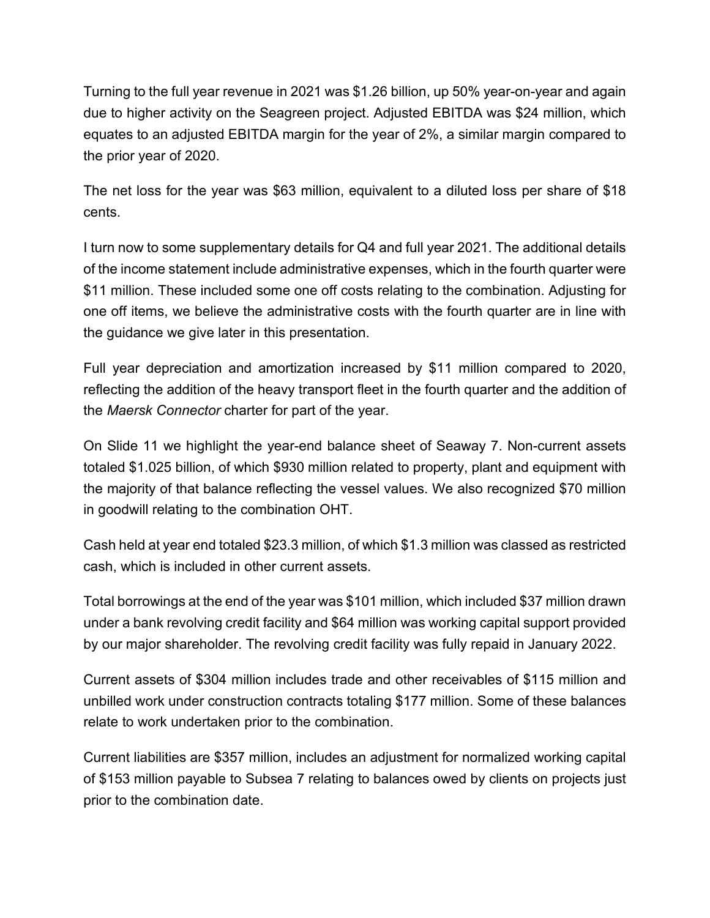Turning to the full year revenue in 2021 was $1.26 billion, up 50% year-on-year and again due to higher activity on the Seagreen project. Adjusted EBITDA was $24 million, which equates to an adjusted EBITDA margin for the year of 2%, a similar margin compared to the prior year of 2020.

The net loss for the year was $63 million, equivalent to a diluted loss per share of $18 cents.

I turn now to some supplementary details for Q4 and full year 2021. The additional details of the income statement include administrative expenses, which in the fourth quarter were $11 million. These included some one off costs relating to the combination. Adjusting for one off items, we believe the administrative costs with the fourth quarter are in line with the guidance we give later in this presentation.

Full year depreciation and amortization increased by $11 million compared to 2020, reflecting the addition of the heavy transport fleet in the fourth quarter and the addition of the *Maersk Connector* charter for part of the year.

On Slide 11 we highlight the year-end balance sheet of Seaway 7. Non-current assets totaled $1.025 billion, of which $930 million related to property, plant and equipment with the majority of that balance reflecting the vessel values. We also recognized $70 million in goodwill relating to the combination OHT.

Cash held at year end totaled $23.3 million, of which $1.3 million was classed as restricted cash, which is included in other current assets.

Total borrowings at the end of the year was $101 million, which included $37 million drawn under a bank revolving credit facility and $64 million was working capital support provided by our major shareholder. The revolving credit facility was fully repaid in January 2022.

Current assets of $304 million includes trade and other receivables of $115 million and unbilled work under construction contracts totaling $177 million. Some of these balances relate to work undertaken prior to the combination.

Current liabilities are $357 million, includes an adjustment for normalized working capital of $153 million payable to Subsea 7 relating to balances owed by clients on projects just prior to the combination date.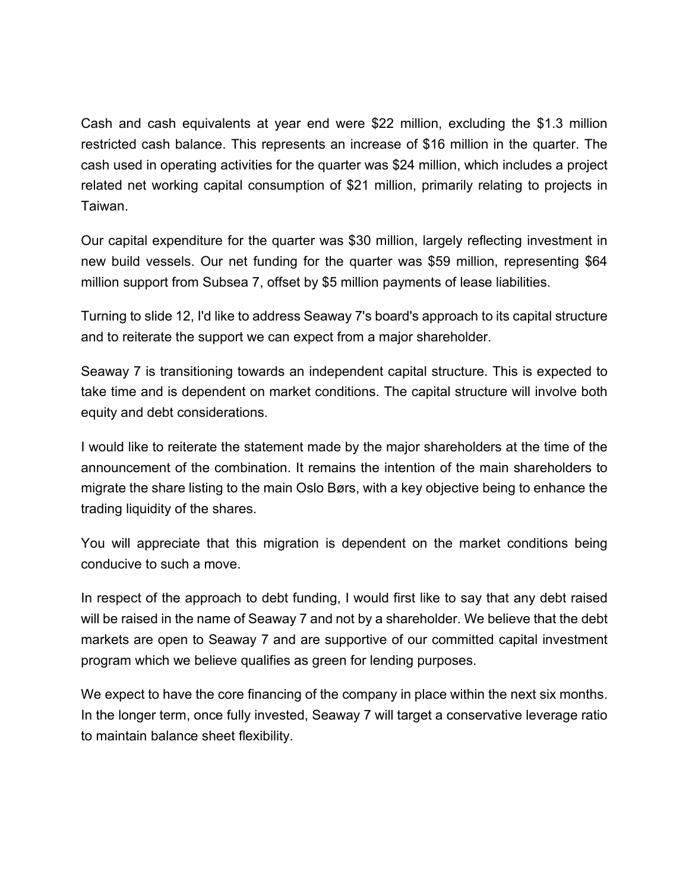Cash and cash equivalents at year end were $22 million, excluding the $1.3 million restricted cash balance. This represents an increase of $16 million in the quarter. The cash used in operating activities for the quarter was $24 million, which includes a project related net working capital consumption of $21 million, primarily relating to projects in Taiwan.

Our capital expenditure for the quarter was $30 million, largely reflecting investment in new build vessels. Our net funding for the quarter was $59 million, representing $64 million support from Subsea 7, offset by $5 million payments of lease liabilities.

Turning to slide 12, I'd like to address Seaway 7's board's approach to its capital structure and to reiterate the support we can expect from a major shareholder.

Seaway 7 is transitioning towards an independent capital structure. This is expected to take time and is dependent on market conditions. The capital structure will involve both equity and debt considerations.

I would like to reiterate the statement made by the major shareholders at the time of the announcement of the combination. It remains the intention of the main shareholders to migrate the share listing to the main Oslo Børs, with a key objective being to enhance the trading liquidity of the shares.

You will appreciate that this migration is dependent on the market conditions being conducive to such a move.

In respect of the approach to debt funding, I would first like to say that any debt raised will be raised in the name of Seaway 7 and not by a shareholder. We believe that the debt markets are open to Seaway 7 and are supportive of our committed capital investment program which we believe qualifies as green for lending purposes.

We expect to have the core financing of the company in place within the next six months. In the longer term, once fully invested, Seaway 7 will target a conservative leverage ratio to maintain balance sheet flexibility.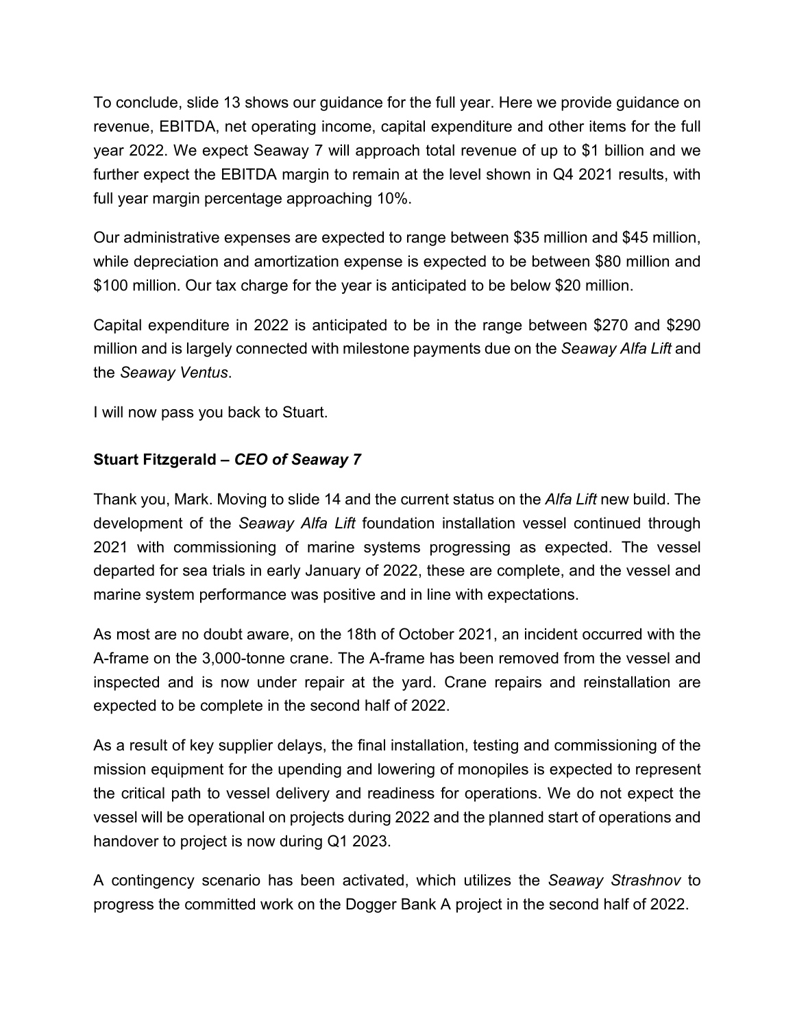To conclude, slide 13 shows our guidance for the full year. Here we provide guidance on revenue, EBITDA, net operating income, capital expenditure and other items for the full year 2022. We expect Seaway 7 will approach total revenue of up to \$1 billion and we further expect the EBITDA margin to remain at the level shown in Q4 2021 results, with full year margin percentage approaching 10%.

Our administrative expenses are expected to range between \$35 million and \$45 million, while depreciation and amortization expense is expected to be between \$80 million and \$100 million. Our tax charge for the year is anticipated to be below \$20 million.

Capital expenditure in 2022 is anticipated to be in the range between \$270 and \$290 million and is largely connected with milestone payments due on the *Seaway Alfa Lift* and the *Seaway Ventus*.

I will now pass you back to Stuart.

**Stuart Fitzgerald – *CEO of Seaway 7***

Thank you, Mark. Moving to slide 14 and the current status on the *Alfa Lift* new build. The development of the *Seaway Alfa Lift* foundation installation vessel continued through 2021 with commissioning of marine systems progressing as expected. The vessel departed for sea trials in early January of 2022, these are complete, and the vessel and marine system performance was positive and in line with expectations.

As most are no doubt aware, on the 18th of October 2021, an incident occurred with the A-frame on the 3,000-tonne crane. The A-frame has been removed from the vessel and inspected and is now under repair at the yard. Crane repairs and reinstallation are expected to be complete in the second half of 2022.

As a result of key supplier delays, the final installation, testing and commissioning of the mission equipment for the upending and lowering of monopiles is expected to represent the critical path to vessel delivery and readiness for operations. We do not expect the vessel will be operational on projects during 2022 and the planned start of operations and handover to project is now during Q1 2023.

A contingency scenario has been activated, which utilizes the *Seaway Strashnov* to progress the committed work on the Dogger Bank A project in the second half of 2022.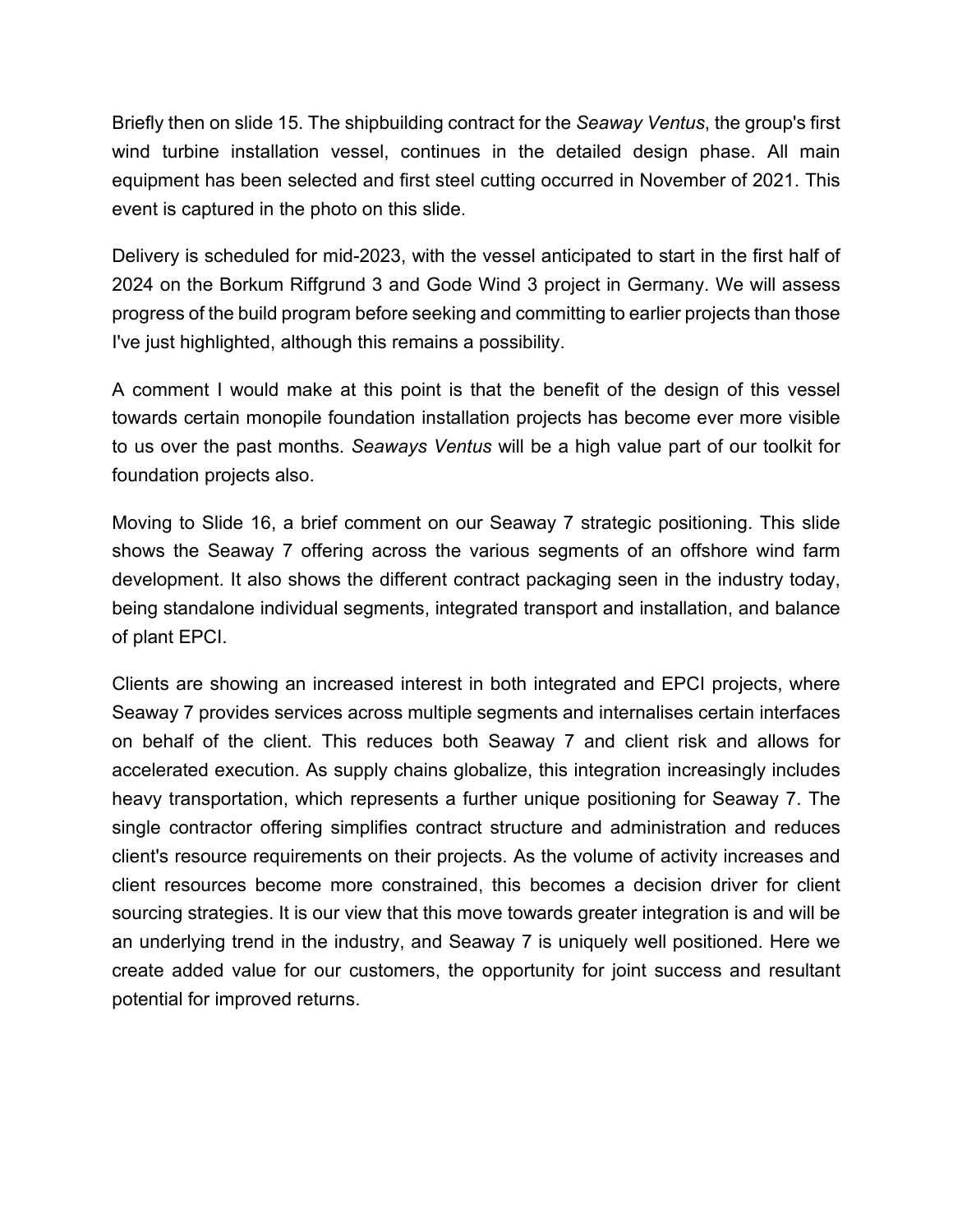Briefly then on slide 15. The shipbuilding contract for the *Seaway Ventus*, the group's first wind turbine installation vessel, continues in the detailed design phase. All main equipment has been selected and first steel cutting occurred in November of 2021. This event is captured in the photo on this slide.

Delivery is scheduled for mid-2023, with the vessel anticipated to start in the first half of 2024 on the Borkum Riffgrund 3 and Gode Wind 3 project in Germany. We will assess progress of the build program before seeking and committing to earlier projects than those I've just highlighted, although this remains a possibility.

A comment I would make at this point is that the benefit of the design of this vessel towards certain monopile foundation installation projects has become ever more visible to us over the past months. *Seaways Ventus* will be a high value part of our toolkit for foundation projects also.

Moving to Slide 16, a brief comment on our Seaway 7 strategic positioning. This slide shows the Seaway 7 offering across the various segments of an offshore wind farm development. It also shows the different contract packaging seen in the industry today, being standalone individual segments, integrated transport and installation, and balance of plant EPCI.

Clients are showing an increased interest in both integrated and EPCI projects, where Seaway 7 provides services across multiple segments and internalises certain interfaces on behalf of the client. This reduces both Seaway 7 and client risk and allows for accelerated execution. As supply chains globalize, this integration increasingly includes heavy transportation, which represents a further unique positioning for Seaway 7. The single contractor offering simplifies contract structure and administration and reduces client's resource requirements on their projects. As the volume of activity increases and client resources become more constrained, this becomes a decision driver for client sourcing strategies. It is our view that this move towards greater integration is and will be an underlying trend in the industry, and Seaway 7 is uniquely well positioned. Here we create added value for our customers, the opportunity for joint success and resultant potential for improved returns.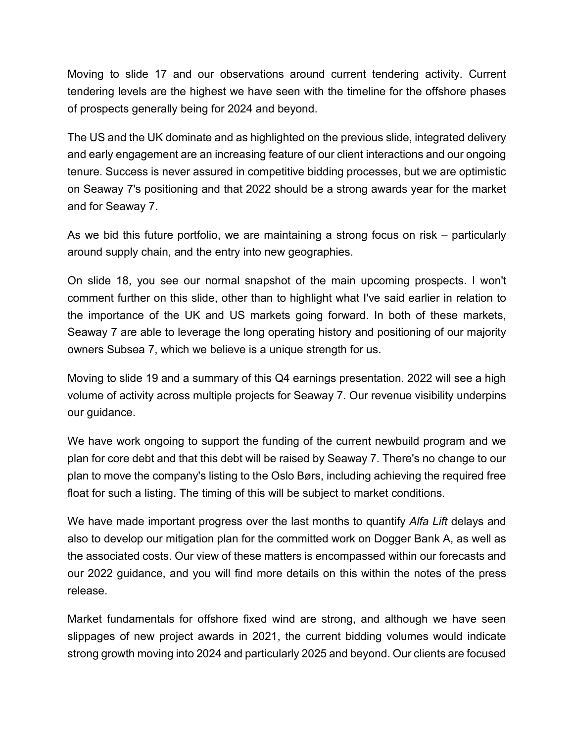Moving to slide 17 and our observations around current tendering activity. Current tendering levels are the highest we have seen with the timeline for the offshore phases of prospects generally being for 2024 and beyond.

The US and the UK dominate and as highlighted on the previous slide, integrated delivery and early engagement are an increasing feature of our client interactions and our ongoing tenure. Success is never assured in competitive bidding processes, but we are optimistic on Seaway 7's positioning and that 2022 should be a strong awards year for the market and for Seaway 7.

As we bid this future portfolio, we are maintaining a strong focus on risk – particularly around supply chain, and the entry into new geographies.

On slide 18, you see our normal snapshot of the main upcoming prospects. I won't comment further on this slide, other than to highlight what I've said earlier in relation to the importance of the UK and US markets going forward. In both of these markets, Seaway 7 are able to leverage the long operating history and positioning of our majority owners Subsea 7, which we believe is a unique strength for us.

Moving to slide 19 and a summary of this Q4 earnings presentation. 2022 will see a high volume of activity across multiple projects for Seaway 7. Our revenue visibility underpins our guidance.

We have work ongoing to support the funding of the current newbuild program and we plan for core debt and that this debt will be raised by Seaway 7. There's no change to our plan to move the company's listing to the Oslo Børs, including achieving the required free float for such a listing. The timing of this will be subject to market conditions.

We have made important progress over the last months to quantify *Alfa Lift* delays and also to develop our mitigation plan for the committed work on Dogger Bank A, as well as the associated costs. Our view of these matters is encompassed within our forecasts and our 2022 guidance, and you will find more details on this within the notes of the press release.

Market fundamentals for offshore fixed wind are strong, and although we have seen slippages of new project awards in 2021, the current bidding volumes would indicate strong growth moving into 2024 and particularly 2025 and beyond. Our clients are focused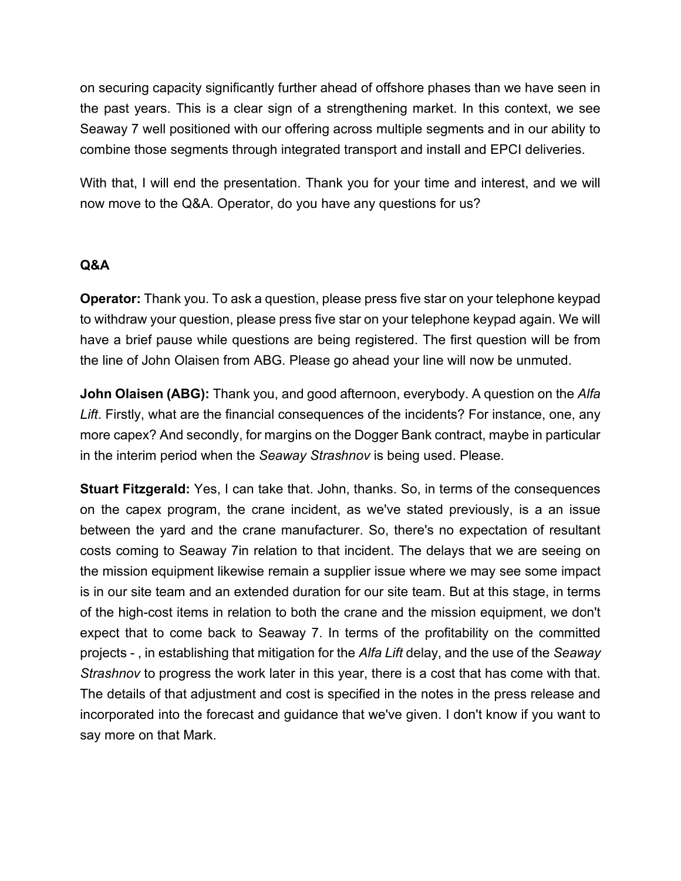on securing capacity significantly further ahead of offshore phases than we have seen in the past years. This is a clear sign of a strengthening market. In this context, we see Seaway 7 well positioned with our offering across multiple segments and in our ability to combine those segments through integrated transport and install and EPCI deliveries.

With that, I will end the presentation. Thank you for your time and interest, and we will now move to the Q&A. Operator, do you have any questions for us?

**Q&A**

**Operator:** Thank you. To ask a question, please press five star on your telephone keypad to withdraw your question, please press five star on your telephone keypad again. We will have a brief pause while questions are being registered. The first question will be from the line of John Olaisen from ABG. Please go ahead your line will now be unmuted.

**John Olaisen (ABG):** Thank you, and good afternoon, everybody. A question on the *Alfa Lift*. Firstly, what are the financial consequences of the incidents? For instance, one, any more capex? And secondly, for margins on the Dogger Bank contract, maybe in particular in the interim period when the *Seaway Strashnov* is being used. Please.

**Stuart Fitzgerald:** Yes, I can take that. John, thanks. So, in terms of the consequences on the capex program, the crane incident, as we've stated previously, is a an issue between the yard and the crane manufacturer. So, there's no expectation of resultant costs coming to Seaway 7in relation to that incident. The delays that we are seeing on the mission equipment likewise remain a supplier issue where we may see some impact is in our site team and an extended duration for our site team. But at this stage, in terms of the high-cost items in relation to both the crane and the mission equipment, we don't expect that to come back to Seaway 7. In terms of the profitability on the committed projects - , in establishing that mitigation for the *Alfa Lift* delay, and the use of the *Seaway Strashnov* to progress the work later in this year, there is a cost that has come with that. The details of that adjustment and cost is specified in the notes in the press release and incorporated into the forecast and guidance that we've given. I don't know if you want to say more on that Mark.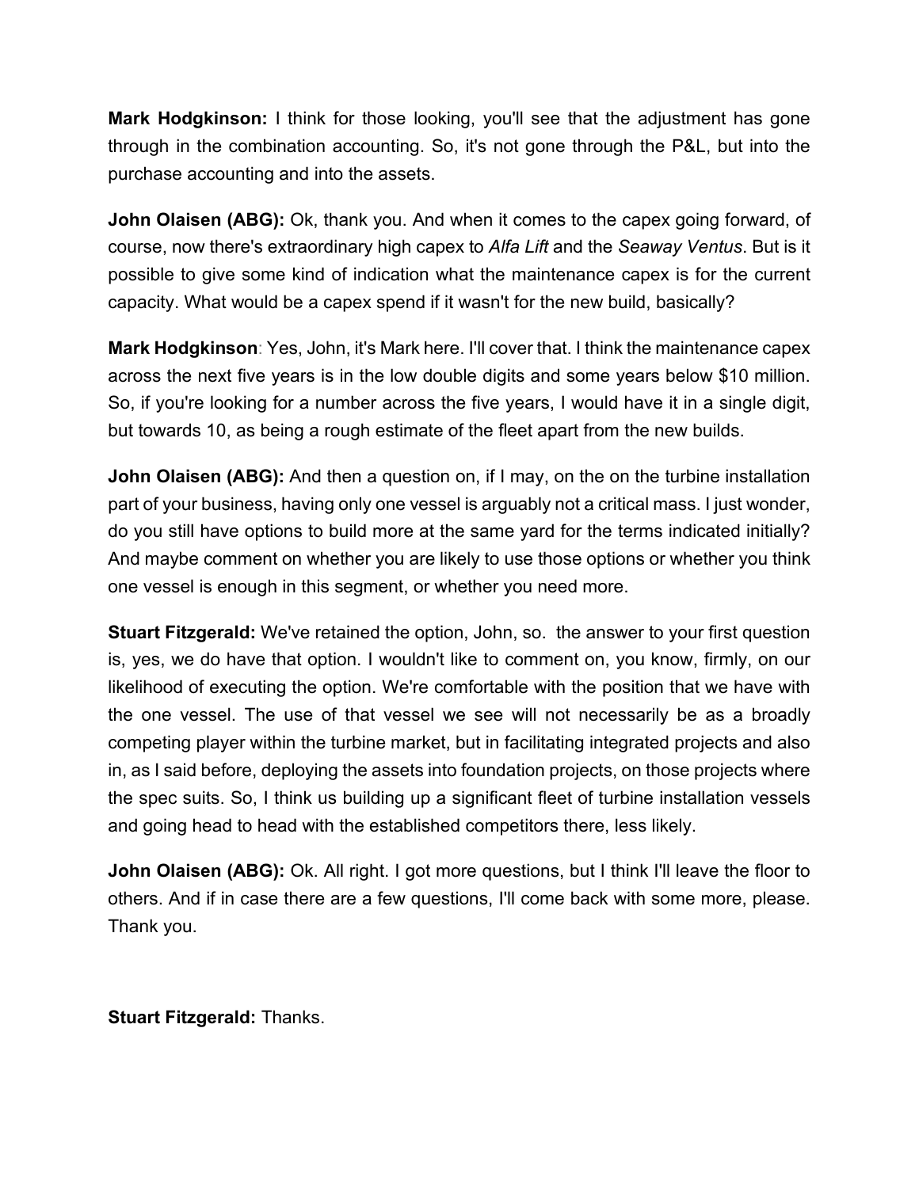**Mark Hodgkinson:** I think for those looking, you'll see that the adjustment has gone through in the combination accounting. So, it's not gone through the P&L, but into the purchase accounting and into the assets.

**John Olaisen (ABG):** Ok, thank you. And when it comes to the capex going forward, of course, now there's extraordinary high capex to *Alfa Lift* and the *Seaway Ventus*. But is it possible to give some kind of indication what the maintenance capex is for the current capacity. What would be a capex spend if it wasn't for the new build, basically?

**Mark Hodgkinson**: Yes, John, it's Mark here. I'll cover that. I think the maintenance capex across the next five years is in the low double digits and some years below $10 million. So, if you're looking for a number across the five years, I would have it in a single digit, but towards 10, as being a rough estimate of the fleet apart from the new builds.

**John Olaisen (ABG):** And then a question on, if I may, on the on the turbine installation part of your business, having only one vessel is arguably not a critical mass. I just wonder, do you still have options to build more at the same yard for the terms indicated initially? And maybe comment on whether you are likely to use those options or whether you think one vessel is enough in this segment, or whether you need more.

**Stuart Fitzgerald:** We've retained the option, John, so.  the answer to your first question is, yes, we do have that option. I wouldn't like to comment on, you know, firmly, on our likelihood of executing the option. We're comfortable with the position that we have with the one vessel. The use of that vessel we see will not necessarily be as a broadly competing player within the turbine market, but in facilitating integrated projects and also in, as I said before, deploying the assets into foundation projects, on those projects where the spec suits. So, I think us building up a significant fleet of turbine installation vessels and going head to head with the established competitors there, less likely.

**John Olaisen (ABG):** Ok. All right. I got more questions, but I think I'll leave the floor to others. And if in case there are a few questions, I'll come back with some more, please. Thank you.

**Stuart Fitzgerald:** Thanks.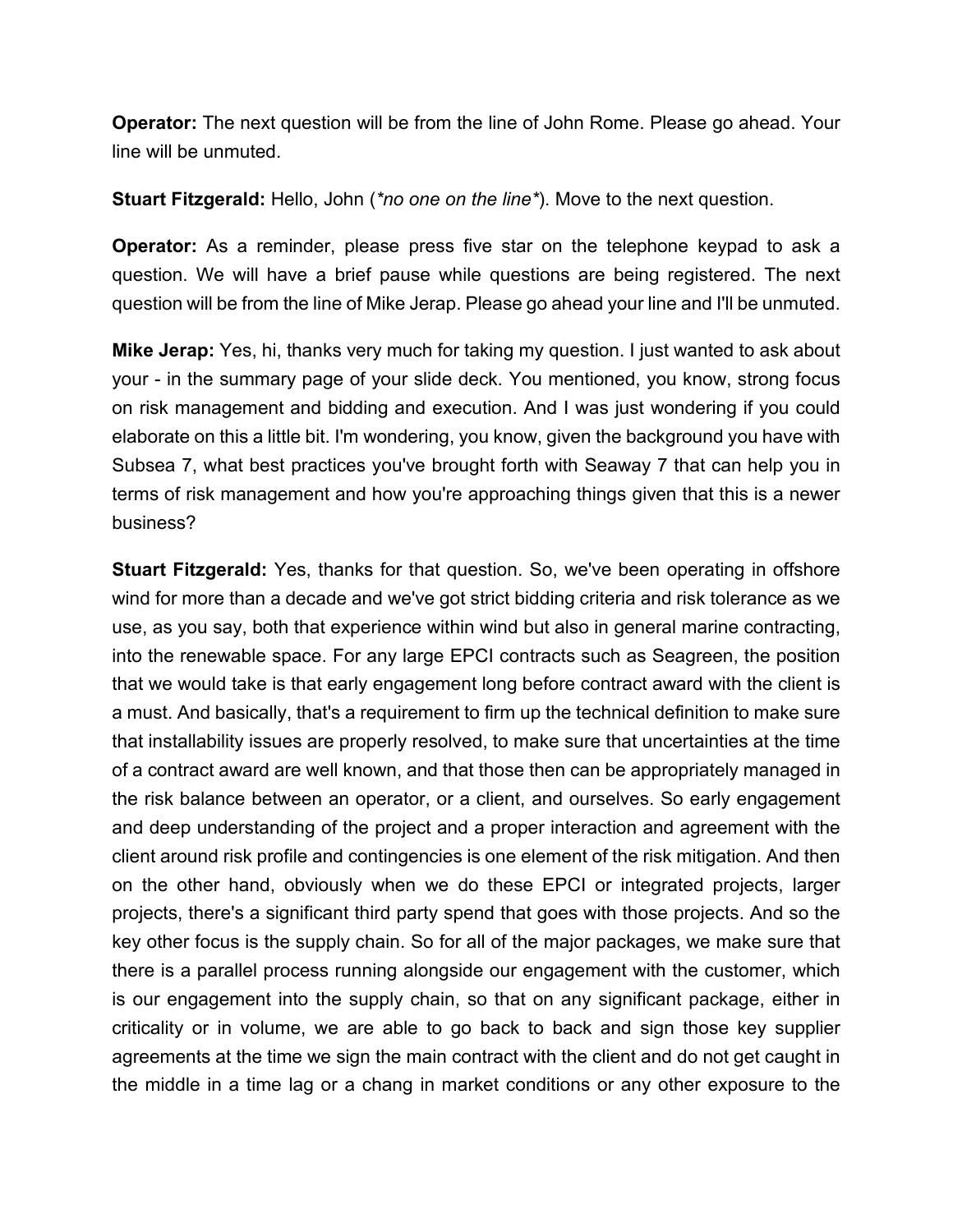**Operator:** The next question will be from the line of John Rome. Please go ahead. Your line will be unmuted.

**Stuart Fitzgerald:** Hello, John (*no one on the line*). Move to the next question.

**Operator:** As a reminder, please press five star on the telephone keypad to ask a question. We will have a brief pause while questions are being registered. The next question will be from the line of Mike Jerap. Please go ahead your line and I'll be unmuted.

**Mike Jerap:** Yes, hi, thanks very much for taking my question. I just wanted to ask about your - in the summary page of your slide deck. You mentioned, you know, strong focus on risk management and bidding and execution. And I was just wondering if you could elaborate on this a little bit. I'm wondering, you know, given the background you have with Subsea 7, what best practices you've brought forth with Seaway 7 that can help you in terms of risk management and how you're approaching things given that this is a newer business?

**Stuart Fitzgerald:** Yes, thanks for that question. So, we've been operating in offshore wind for more than a decade and we've got strict bidding criteria and risk tolerance as we use, as you say, both that experience within wind but also in general marine contracting, into the renewable space. For any large EPCI contracts such as Seagreen, the position that we would take is that early engagement long before contract award with the client is a must. And basically, that's a requirement to firm up the technical definition to make sure that installability issues are properly resolved, to make sure that uncertainties at the time of a contract award are well known, and that those then can be appropriately managed in the risk balance between an operator, or a client, and ourselves. So early engagement and deep understanding of the project and a proper interaction and agreement with the client around risk profile and contingencies is one element of the risk mitigation. And then on the other hand, obviously when we do these EPCI or integrated projects, larger projects, there's a significant third party spend that goes with those projects. And so the key other focus is the supply chain. So for all of the major packages, we make sure that there is a parallel process running alongside our engagement with the customer, which is our engagement into the supply chain, so that on any significant package, either in criticality or in volume, we are able to go back to back and sign those key supplier agreements at the time we sign the main contract with the client and do not get caught in the middle in a time lag or a chang in market conditions or any other exposure to the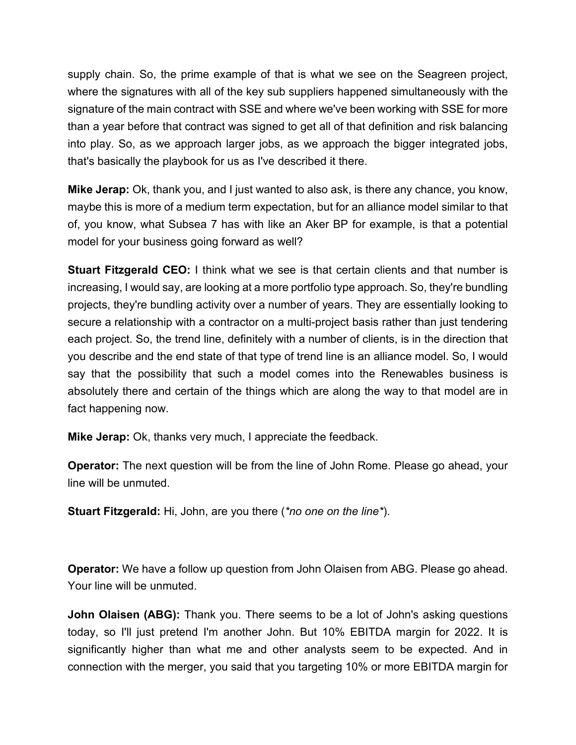supply chain. So, the prime example of that is what we see on the Seagreen project, where the signatures with all of the key sub suppliers happened simultaneously with the signature of the main contract with SSE and where we've been working with SSE for more than a year before that contract was signed to get all of that definition and risk balancing into play. So, as we approach larger jobs, as we approach the bigger integrated jobs, that's basically the playbook for us as I've described it there.

**Mike Jerap:** Ok, thank you, and I just wanted to also ask, is there any chance, you know, maybe this is more of a medium term expectation, but for an alliance model similar to that of, you know, what Subsea 7 has with like an Aker BP for example, is that a potential model for your business going forward as well?

**Stuart Fitzgerald CEO:** I think what we see is that certain clients and that number is increasing, I would say, are looking at a more portfolio type approach. So, they're bundling projects, they're bundling activity over a number of years. They are essentially looking to secure a relationship with a contractor on a multi-project basis rather than just tendering each project. So, the trend line, definitely with a number of clients, is in the direction that you describe and the end state of that type of trend line is an alliance model. So, I would say that the possibility that such a model comes into the Renewables business is absolutely there and certain of the things which are along the way to that model are in fact happening now.

**Mike Jerap:** Ok, thanks very much, I appreciate the feedback.

**Operator:** The next question will be from the line of John Rome. Please go ahead, your line will be unmuted.

**Stuart Fitzgerald:** Hi, John, are you there (*\*no one on the line\**).

**Operator:** We have a follow up question from John Olaisen from ABG. Please go ahead. Your line will be unmuted.

**John Olaisen (ABG):** Thank you. There seems to be a lot of John's asking questions today, so I'll just pretend I'm another John. But 10% EBITDA margin for 2022. It is significantly higher than what me and other analysts seem to be expected. And in connection with the merger, you said that you targeting 10% or more EBITDA margin for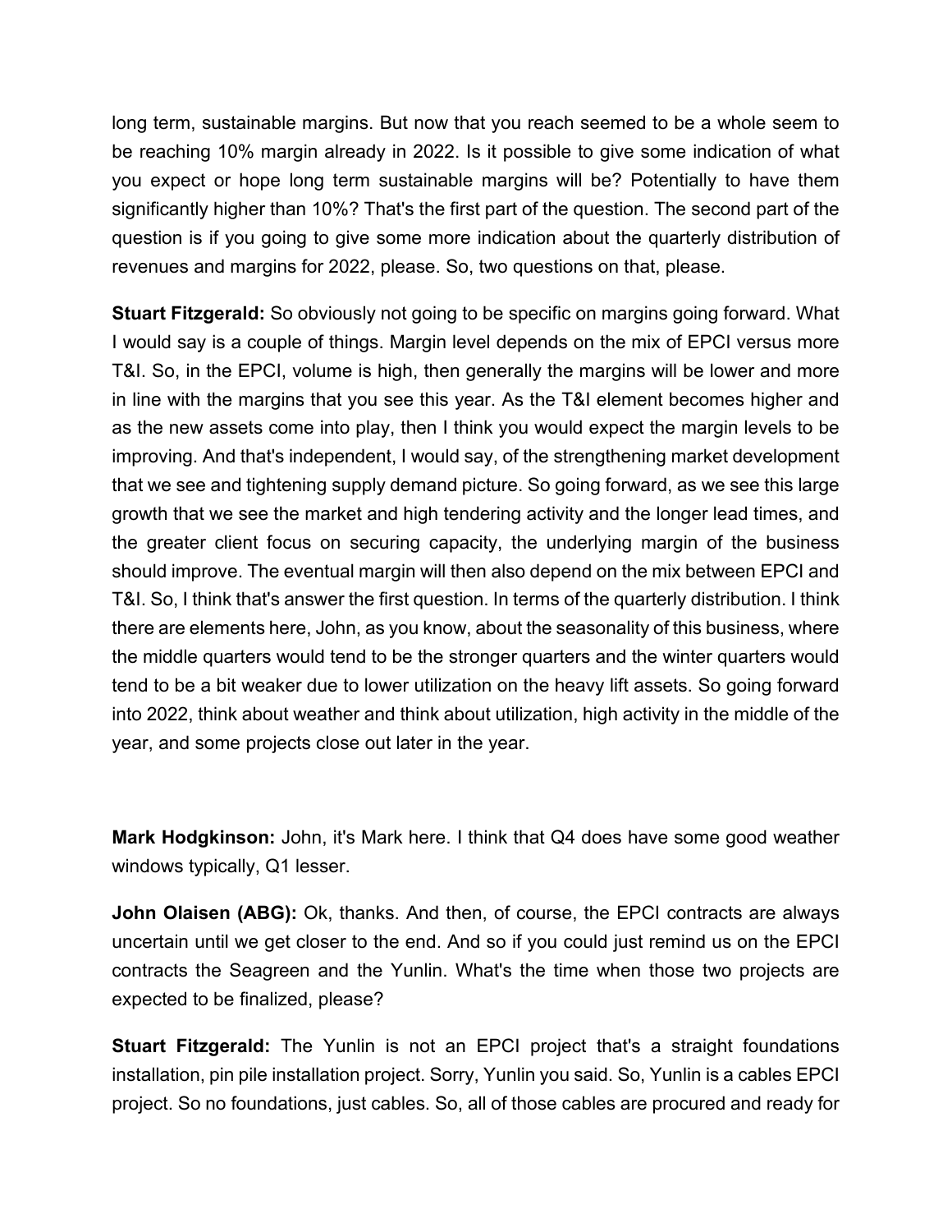long term, sustainable margins. But now that you reach seemed to be a whole seem to be reaching 10% margin already in 2022. Is it possible to give some indication of what you expect or hope long term sustainable margins will be? Potentially to have them significantly higher than 10%? That's the first part of the question. The second part of the question is if you going to give some more indication about the quarterly distribution of revenues and margins for 2022, please. So, two questions on that, please.

**Stuart Fitzgerald:** So obviously not going to be specific on margins going forward. What I would say is a couple of things. Margin level depends on the mix of EPCI versus more T&I. So, in the EPCI, volume is high, then generally the margins will be lower and more in line with the margins that you see this year. As the T&I element becomes higher and as the new assets come into play, then I think you would expect the margin levels to be improving. And that's independent, I would say, of the strengthening market development that we see and tightening supply demand picture. So going forward, as we see this large growth that we see the market and high tendering activity and the longer lead times, and the greater client focus on securing capacity, the underlying margin of the business should improve. The eventual margin will then also depend on the mix between EPCI and T&I. So, I think that's answer the first question. In terms of the quarterly distribution. I think there are elements here, John, as you know, about the seasonality of this business, where the middle quarters would tend to be the stronger quarters and the winter quarters would tend to be a bit weaker due to lower utilization on the heavy lift assets. So going forward into 2022, think about weather and think about utilization, high activity in the middle of the year, and some projects close out later in the year.

**Mark Hodgkinson:** John, it's Mark here. I think that Q4 does have some good weather windows typically, Q1 lesser.

**John Olaisen (ABG):** Ok, thanks. And then, of course, the EPCI contracts are always uncertain until we get closer to the end. And so if you could just remind us on the EPCI contracts the Seagreen and the Yunlin. What's the time when those two projects are expected to be finalized, please?

**Stuart Fitzgerald:** The Yunlin is not an EPCI project that's a straight foundations installation, pin pile installation project. Sorry, Yunlin you said. So, Yunlin is a cables EPCI project. So no foundations, just cables. So, all of those cables are procured and ready for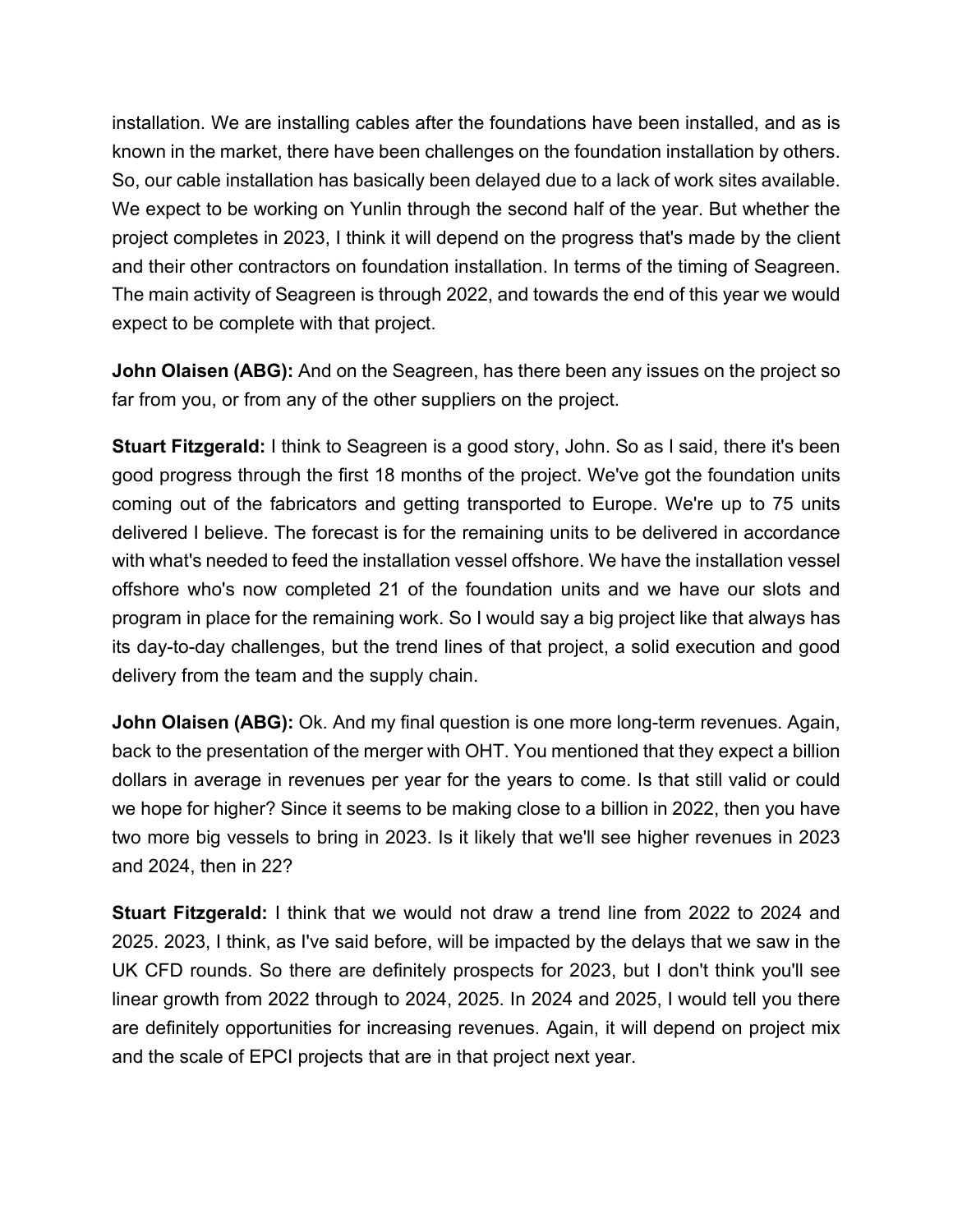installation. We are installing cables after the foundations have been installed, and as is known in the market, there have been challenges on the foundation installation by others. So, our cable installation has basically been delayed due to a lack of work sites available. We expect to be working on Yunlin through the second half of the year. But whether the project completes in 2023, I think it will depend on the progress that's made by the client and their other contractors on foundation installation. In terms of the timing of Seagreen. The main activity of Seagreen is through 2022, and towards the end of this year we would expect to be complete with that project.

**John Olaisen (ABG):** And on the Seagreen, has there been any issues on the project so far from you, or from any of the other suppliers on the project.

**Stuart Fitzgerald:** I think to Seagreen is a good story, John. So as I said, there it's been good progress through the first 18 months of the project. We've got the foundation units coming out of the fabricators and getting transported to Europe. We're up to 75 units delivered I believe. The forecast is for the remaining units to be delivered in accordance with what's needed to feed the installation vessel offshore. We have the installation vessel offshore who's now completed 21 of the foundation units and we have our slots and program in place for the remaining work. So I would say a big project like that always has its day-to-day challenges, but the trend lines of that project, a solid execution and good delivery from the team and the supply chain.

**John Olaisen (ABG):** Ok. And my final question is one more long-term revenues. Again, back to the presentation of the merger with OHT. You mentioned that they expect a billion dollars in average in revenues per year for the years to come. Is that still valid or could we hope for higher? Since it seems to be making close to a billion in 2022, then you have two more big vessels to bring in 2023. Is it likely that we'll see higher revenues in 2023 and 2024, then in 22?

**Stuart Fitzgerald:** I think that we would not draw a trend line from 2022 to 2024 and 2025. 2023, I think, as I've said before, will be impacted by the delays that we saw in the UK CFD rounds. So there are definitely prospects for 2023, but I don't think you'll see linear growth from 2022 through to 2024, 2025. In 2024 and 2025, I would tell you there are definitely opportunities for increasing revenues. Again, it will depend on project mix and the scale of EPCI projects that are in that project next year.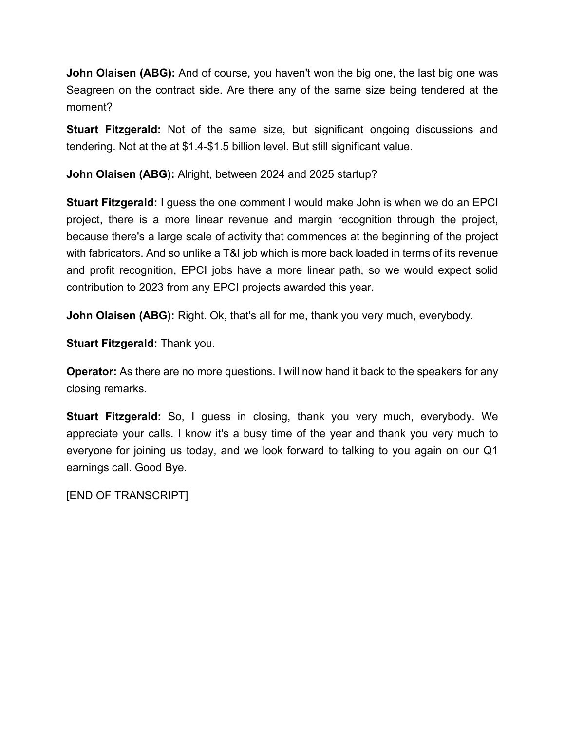**John Olaisen (ABG):** And of course, you haven't won the big one, the last big one was Seagreen on the contract side. Are there any of the same size being tendered at the moment?

**Stuart Fitzgerald:** Not of the same size, but significant ongoing discussions and tendering. Not at the at $1.4-$1.5 billion level. But still significant value.

**John Olaisen (ABG):** Alright, between 2024 and 2025 startup?

**Stuart Fitzgerald:** I guess the one comment I would make John is when we do an EPCI project, there is a more linear revenue and margin recognition through the project, because there's a large scale of activity that commences at the beginning of the project with fabricators. And so unlike a T&I job which is more back loaded in terms of its revenue and profit recognition, EPCI jobs have a more linear path, so we would expect solid contribution to 2023 from any EPCI projects awarded this year.

**John Olaisen (ABG):** Right. Ok, that's all for me, thank you very much, everybody.

**Stuart Fitzgerald:** Thank you.

**Operator:** As there are no more questions. I will now hand it back to the speakers for any closing remarks.

**Stuart Fitzgerald:** So, I guess in closing, thank you very much, everybody. We appreciate your calls. I know it's a busy time of the year and thank you very much to everyone for joining us today, and we look forward to talking to you again on our Q1 earnings call. Good Bye.

[END OF TRANSCRIPT]